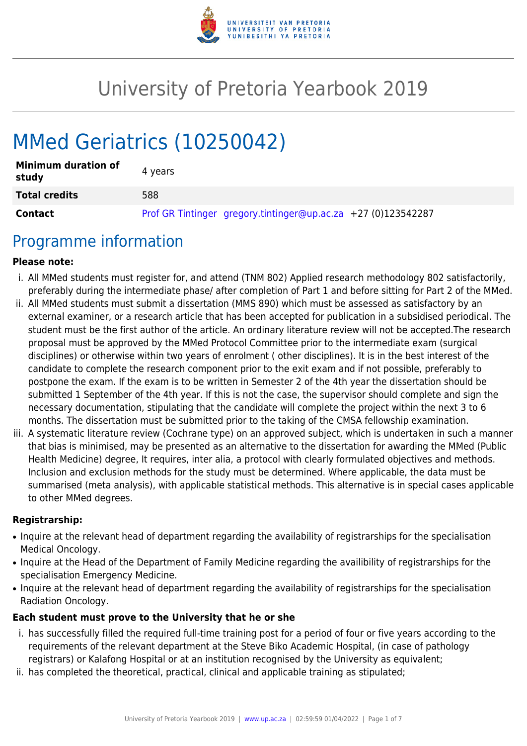# University of Pretoria Yearbook 2019

# MMed Geriatrics (10250042)

| | |
|---|---|
| **Minimum duration of study** | 4 years |
| **Total credits** | 588 |
| **Contact** | Prof GR Tintinger gregory.tintinger@up.ac.za +27 (0)123542287 |

## Programme information

**Please note:**

i. All MMed students must register for, and attend (TNM 802) Applied research methodology 802 satisfactorily, preferably during the intermediate phase/ after completion of Part 1 and before sitting for Part 2 of the MMed.

ii. All MMed students must submit a dissertation (MMS 890) which must be assessed as satisfactory by an external examiner, or a research article that has been accepted for publication in a subsidised periodical. The student must be the first author of the article. An ordinary literature review will not be accepted.The research proposal must be approved by the MMed Protocol Committee prior to the intermediate exam (surgical disciplines) or otherwise within two years of enrolment ( other disciplines). It is in the best interest of the candidate to complete the research component prior to the exit exam and if not possible, preferably to postpone the exam. If the exam is to be written in Semester 2 of the 4th year the dissertation should be submitted 1 September of the 4th year. If this is not the case, the supervisor should complete and sign the necessary documentation, stipulating that the candidate will complete the project within the next 3 to 6 months. The dissertation must be submitted prior to the taking of the CMSA fellowship examination.

iii. A systematic literature review (Cochrane type) on an approved subject, which is undertaken in such a manner that bias is minimised, may be presented as an alternative to the dissertation for awarding the MMed (Public Health Medicine) degree, It requires, inter alia, a protocol with clearly formulated objectives and methods. Inclusion and exclusion methods for the study must be determined. Where applicable, the data must be summarised (meta analysis), with applicable statistical methods. This alternative is in special cases applicable to other MMed degrees.

**Registrarship:**

- Inquire at the relevant head of department regarding the availability of registrarships for the specialisation Medical Oncology.
- Inquire at the Head of the Department of Family Medicine regarding the availibility of registrarships for the specialisation Emergency Medicine.
- Inquire at the relevant head of department regarding the availability of registrarships for the specialisation Radiation Oncology.

**Each student must prove to the University that he or she**

i. has successfully filled the required full-time training post for a period of four or five years according to the requirements of the relevant department at the Steve Biko Academic Hospital, (in case of pathology registrars) or Kalafong Hospital or at an institution recognised by the University as equivalent;

ii. has completed the theoretical, practical, clinical and applicable training as stipulated;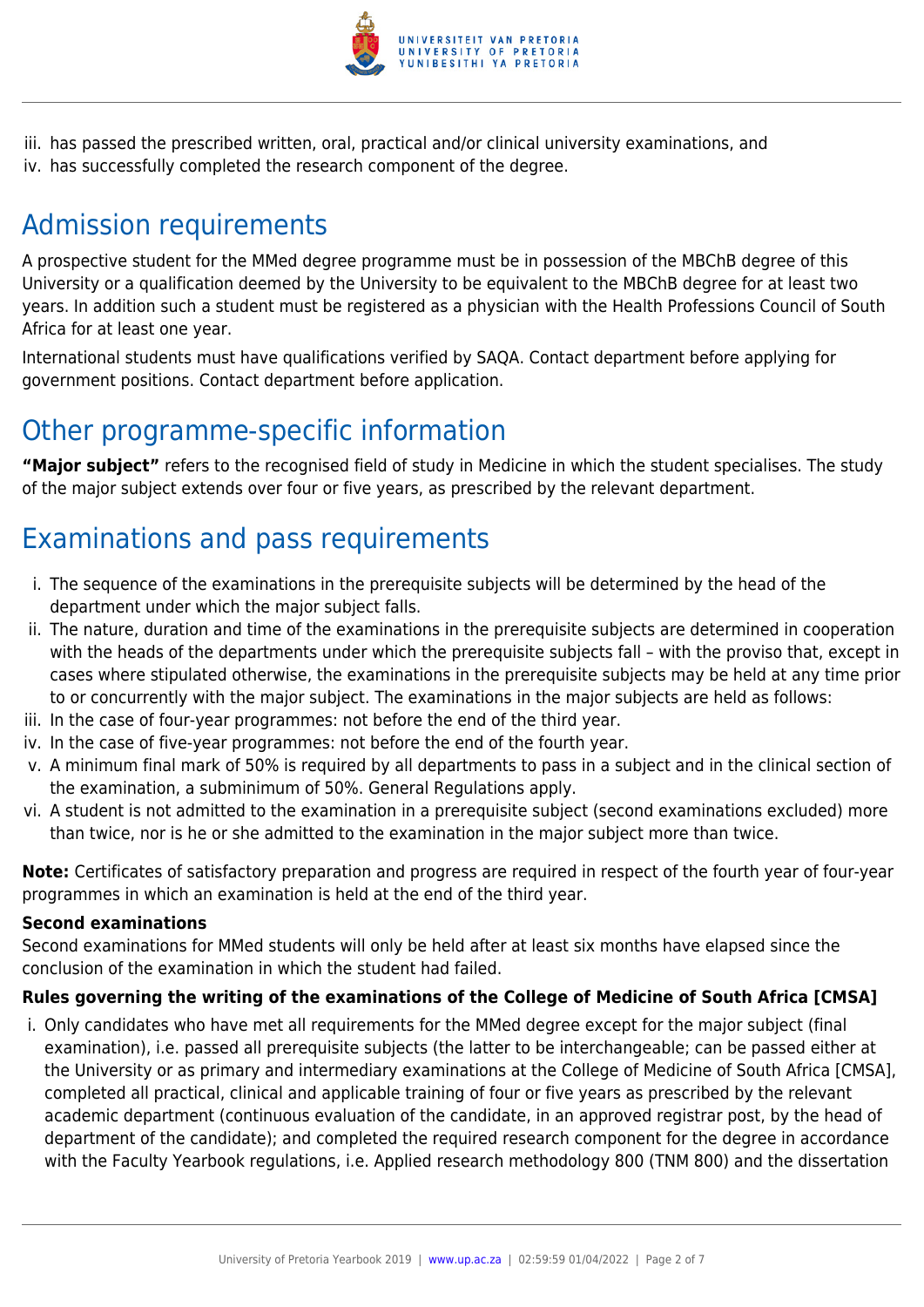iii. has passed the prescribed written, oral, practical and/or clinical university examinations, and
iv. has successfully completed the research component of the degree.

## Admission requirements

A prospective student for the MMed degree programme must be in possession of the MBChB degree of this University or a qualification deemed by the University to be equivalent to the MBChB degree for at least two years. In addition such a student must be registered as a physician with the Health Professions Council of South Africa for at least one year.

International students must have qualifications verified by SAQA. Contact department before applying for government positions. Contact department before application.

## Other programme-specific information

**"Major subject"** refers to the recognised field of study in Medicine in which the student specialises. The study of the major subject extends over four or five years, as prescribed by the relevant department.

## Examinations and pass requirements

i. The sequence of the examinations in the prerequisite subjects will be determined by the head of the department under which the major subject falls.
ii. The nature, duration and time of the examinations in the prerequisite subjects are determined in cooperation with the heads of the departments under which the prerequisite subjects fall – with the proviso that, except in cases where stipulated otherwise, the examinations in the prerequisite subjects may be held at any time prior to or concurrently with the major subject. The examinations in the major subjects are held as follows:
iii. In the case of four-year programmes: not before the end of the third year.
iv. In the case of five-year programmes: not before the end of the fourth year.
v. A minimum final mark of 50% is required by all departments to pass in a subject and in the clinical section of the examination, a subminimum of 50%. General Regulations apply.
vi. A student is not admitted to the examination in a prerequisite subject (second examinations excluded) more than twice, nor is he or she admitted to the examination in the major subject more than twice.

**Note:** Certificates of satisfactory preparation and progress are required in respect of the fourth year of four-year programmes in which an examination is held at the end of the third year.

#### Second examinations

Second examinations for MMed students will only be held after at least six months have elapsed since the conclusion of the examination in which the student had failed.

#### Rules governing the writing of the examinations of the College of Medicine of South Africa [CMSA]

i. Only candidates who have met all requirements for the MMed degree except for the major subject (final examination), i.e. passed all prerequisite subjects (the latter to be interchangeable; can be passed either at the University or as primary and intermediary examinations at the College of Medicine of South Africa [CMSA], completed all practical, clinical and applicable training of four or five years as prescribed by the relevant academic department (continuous evaluation of the candidate, in an approved registrar post, by the head of department of the candidate); and completed the required research component for the degree in accordance with the Faculty Yearbook regulations, i.e. Applied research methodology 800 (TNM 800) and the dissertation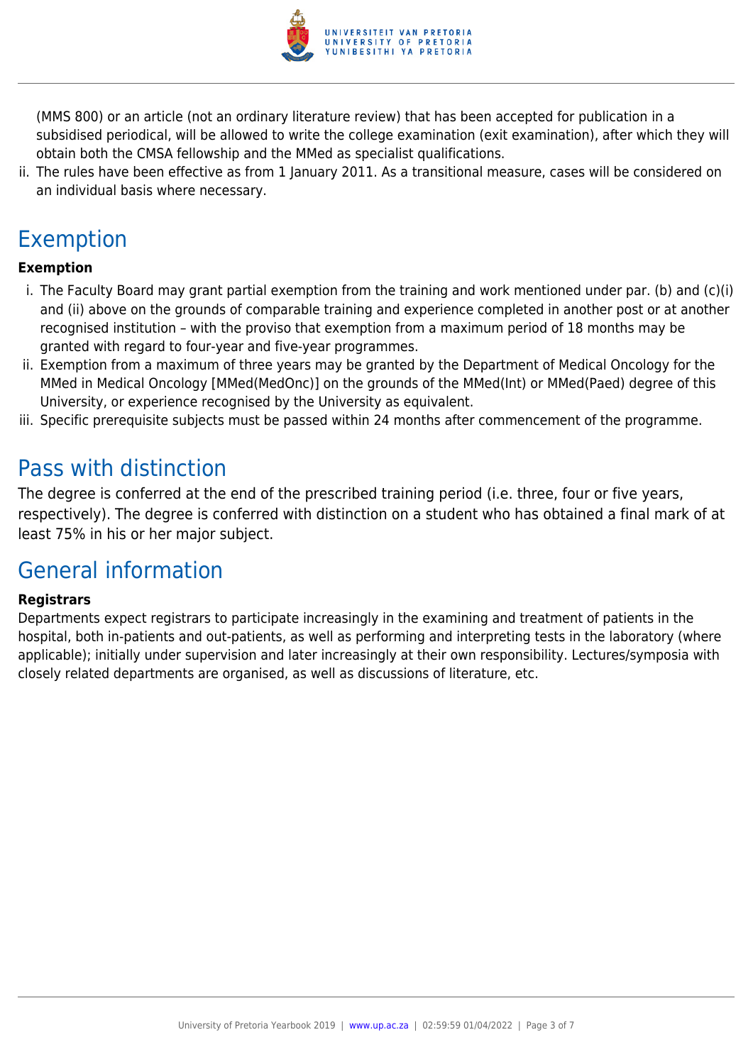(MMS 800) or an article (not an ordinary literature review) that has been accepted for publication in a subsidised periodical, will be allowed to write the college examination (exit examination), after which they will obtain both the CMSA fellowship and the MMed as specialist qualifications.

ii. The rules have been effective as from 1 January 2011. As a transitional measure, cases will be considered on an individual basis where necessary.

## Exemption

**Exemption**

i. The Faculty Board may grant partial exemption from the training and work mentioned under par. (b) and (c)(i) and (ii) above on the grounds of comparable training and experience completed in another post or at another recognised institution – with the proviso that exemption from a maximum period of 18 months may be granted with regard to four-year and five-year programmes.

ii. Exemption from a maximum of three years may be granted by the Department of Medical Oncology for the MMed in Medical Oncology [MMed(MedOnc)] on the grounds of the MMed(Int) or MMed(Paed) degree of this University, or experience recognised by the University as equivalent.

iii. Specific prerequisite subjects must be passed within 24 months after commencement of the programme.

## Pass with distinction

The degree is conferred at the end of the prescribed training period (i.e. three, four or five years, respectively). The degree is conferred with distinction on a student who has obtained a final mark of at least 75% in his or her major subject.

## General information

**Registrars**

Departments expect registrars to participate increasingly in the examining and treatment of patients in the hospital, both in-patients and out-patients, as well as performing and interpreting tests in the laboratory (where applicable); initially under supervision and later increasingly at their own responsibility. Lectures/symposia with closely related departments are organised, as well as discussions of literature, etc.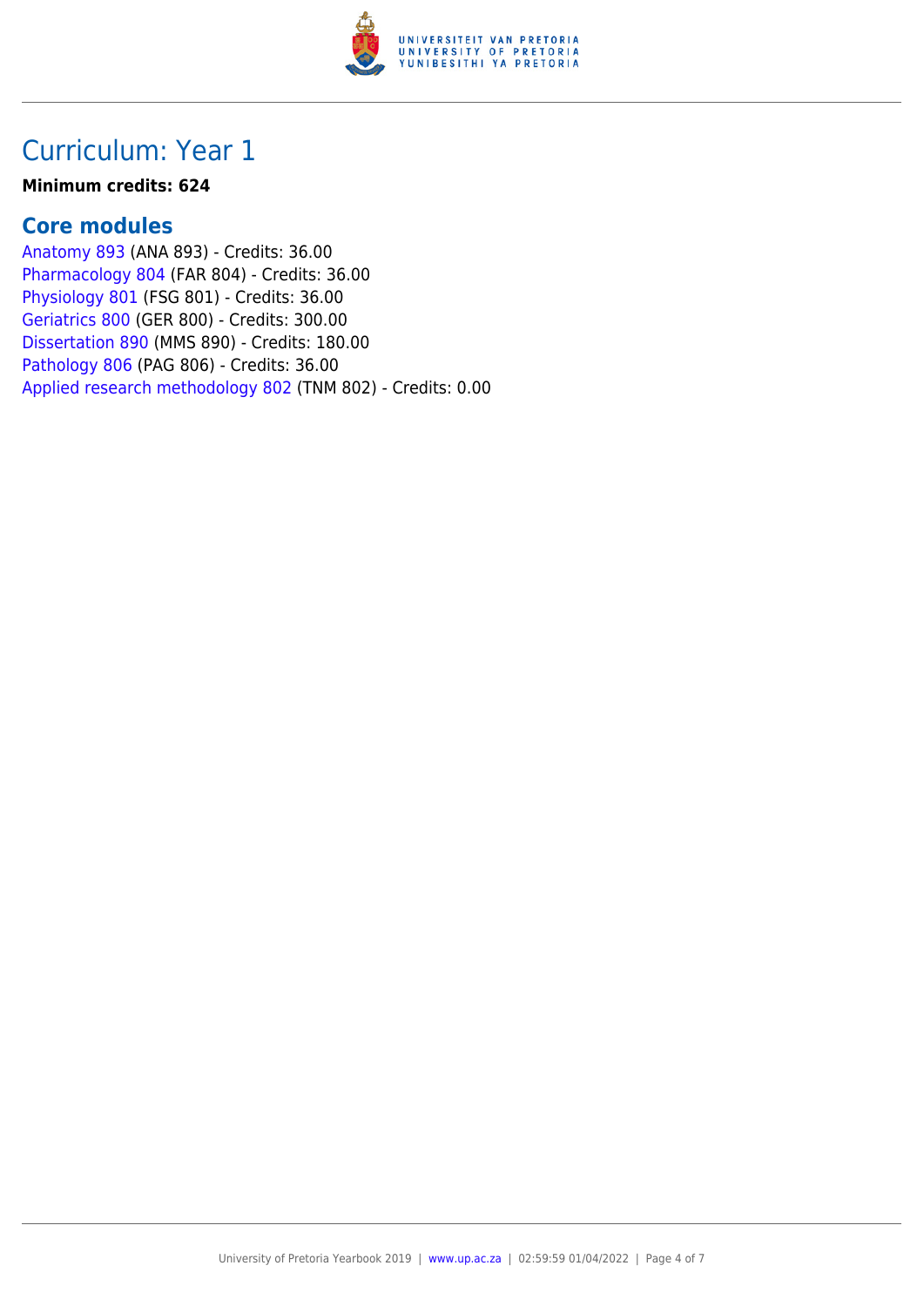# Curriculum: Year 1

**Minimum credits: 624**

## Core modules

Anatomy 893 (ANA 893) - Credits: 36.00
Pharmacology 804 (FAR 804) - Credits: 36.00
Physiology 801 (FSG 801) - Credits: 36.00
Geriatrics 800 (GER 800) - Credits: 300.00
Dissertation 890 (MMS 890) - Credits: 180.00
Pathology 806 (PAG 806) - Credits: 36.00
Applied research methodology 802 (TNM 802) - Credits: 0.00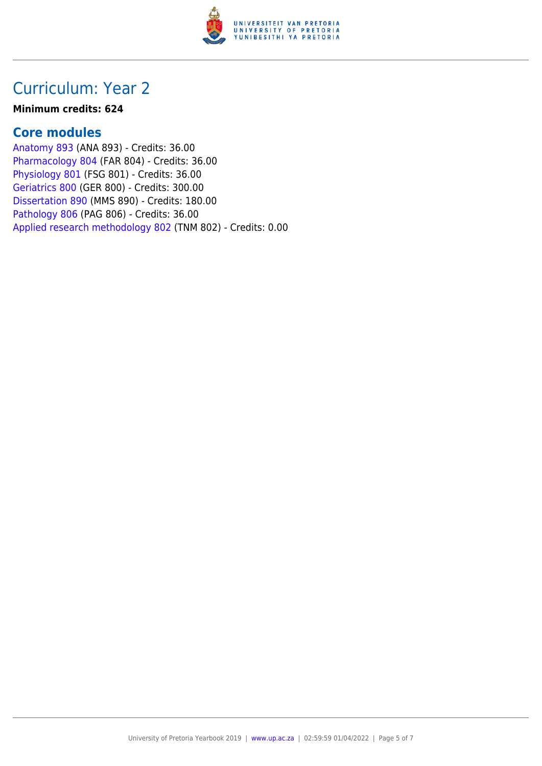## Curriculum: Year 2

**Minimum credits: 624**

### Core modules

Anatomy 893 (ANA 893) - Credits: 36.00
Pharmacology 804 (FAR 804) - Credits: 36.00
Physiology 801 (FSG 801) - Credits: 36.00
Geriatrics 800 (GER 800) - Credits: 300.00
Dissertation 890 (MMS 890) - Credits: 180.00
Pathology 806 (PAG 806) - Credits: 36.00
Applied research methodology 802 (TNM 802) - Credits: 0.00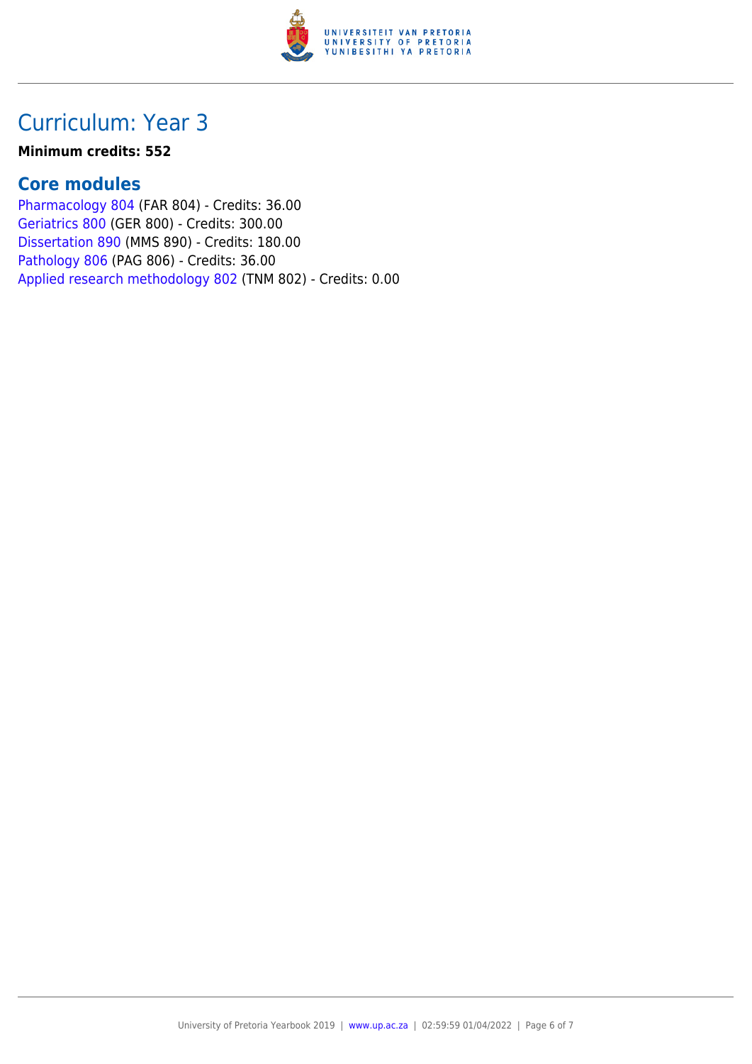## Curriculum: Year 3

**Minimum credits: 552**

### Core modules

Pharmacology 804 (FAR 804) - Credits: 36.00
Geriatrics 800 (GER 800) - Credits: 300.00
Dissertation 890 (MMS 890) - Credits: 180.00
Pathology 806 (PAG 806) - Credits: 36.00
Applied research methodology 802 (TNM 802) - Credits: 0.00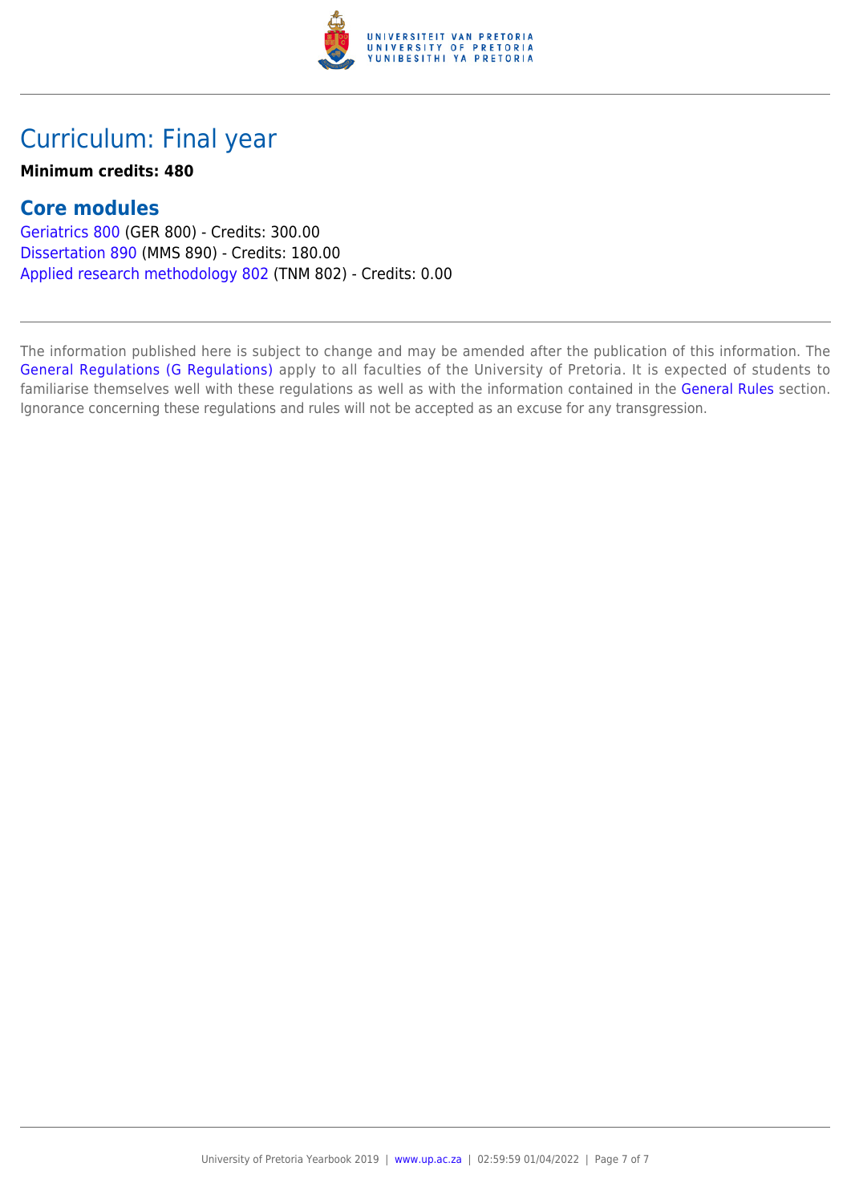# Curriculum: Final year

**Minimum credits: 480**

## Core modules

Geriatrics 800 (GER 800) - Credits: 300.00
Dissertation 890 (MMS 890) - Credits: 180.00
Applied research methodology 802 (TNM 802) - Credits: 0.00

The information published here is subject to change and may be amended after the publication of this information. The General Regulations (G Regulations) apply to all faculties of the University of Pretoria. It is expected of students to familiarise themselves well with these regulations as well as with the information contained in the General Rules section. Ignorance concerning these regulations and rules will not be accepted as an excuse for any transgression.